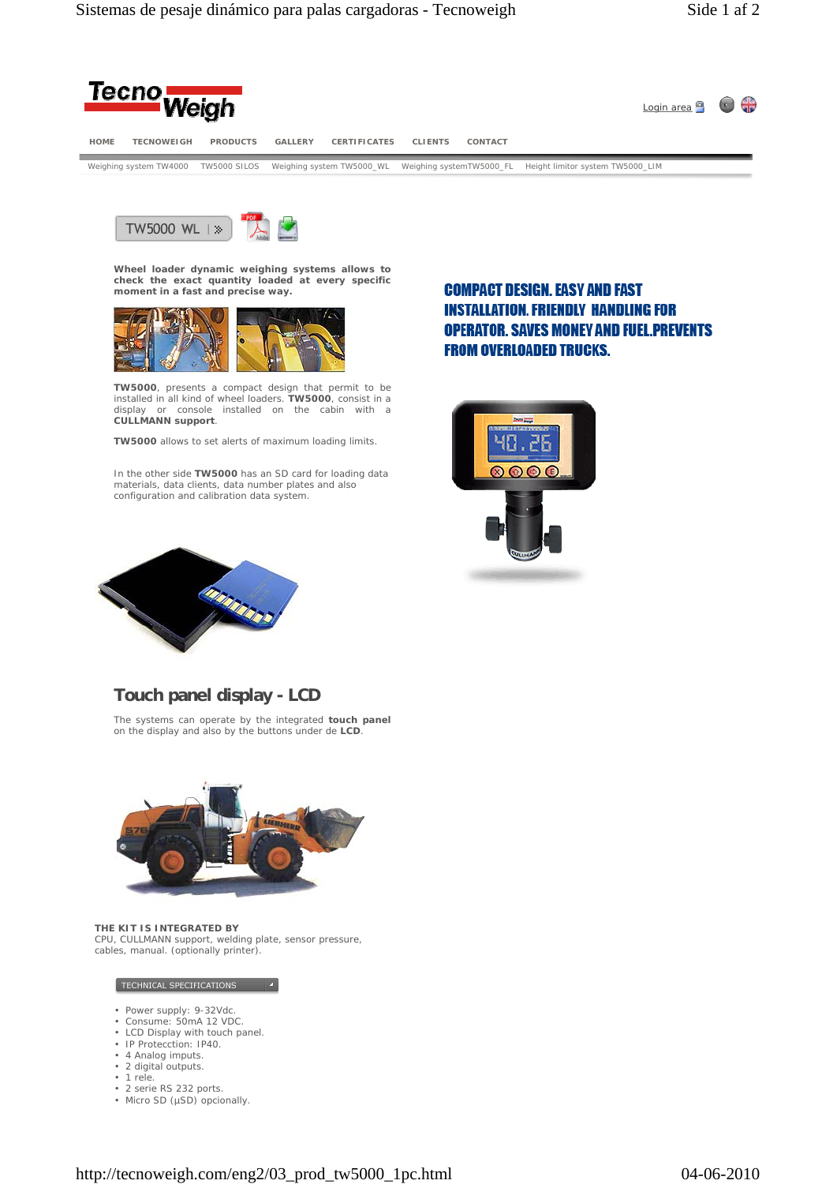Login area

HOME TECNOWEIGH PRODUCTS GALLERY CERTIFICATES CLIENTS CONTACT

Weighing system TW4000 TW5000 SILOS Weighing system TW5000_WL Weighing systemTW5000_FL Height limitor system TW5000_LIM

TW5000 WL

**Wheel loader dynamic weighing systems allows to check the exact quantity loaded at every specific moment in a fast and precise way.**

## COMPACT DESIGN. EASY AND FAST INSTALLATION. FRIENDLY HANDLING FOR OPERATOR. SAVES MONEY AND FUEL.PREVENTS FROM OVERLOADED TRUCKS.

**TW5000**, presents a compact design that permit to be installed in all kind of wheel loaders. **TW5000**, consist in a display or console installed on the cabin with a **CULLMANN support**.

**TW5000** allows to set alerts of maximum loading limits.

In the other side **TW5000** has an SD card for loading data materials, data clients, data number plates and also configuration and calibration data system.

## Touch panel display - LCD

The systems can operate by the integrated **touch panel** on the display and also by the buttons under de **LCD**.

**THE KIT IS INTEGRATED BY**
CPU, CULLMANN support, welding plate, sensor pressure, cables, manual. (optionally printer).

TECHNICAL SPECIFICATIONS

- Power supply: 9-32Vdc.
- Consume: 50mA 12 VDC.
- LCD Display with touch panel.
- IP Protecction: IP40.
- 4 Analog imputs.
- 2 digital outputs.
- 1 rele.
- 2 serie RS 232 ports.
- Micro SD (µSD) opcionally.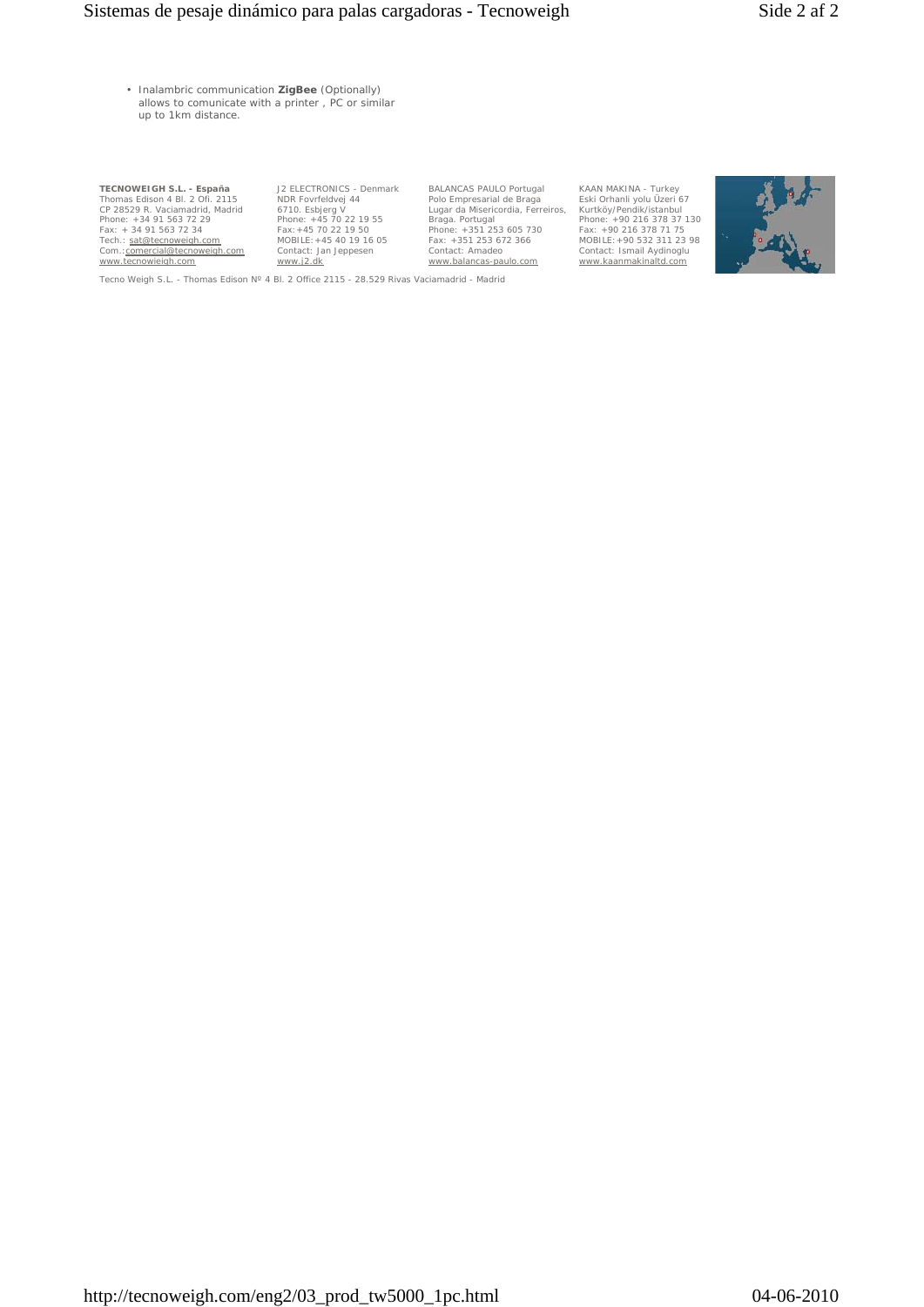- Inalambric communication **ZigBee** (Optionally) allows to comunicate with a printer , PC or similar up to 1km distance.

**TECNOWEIGH S.L. - España**
Thomas Edison 4 Bl. 2 Ofi. 2115
CP 28529 R. Vaciamadrid, Madrid
Phone: +34 91 563 72 29
Fax: + 34 91 563 72 34
Tech.: sat@tecnoweigh.com
Com.:comercial@tecnoweigh.com
www.tecnowieigh.com

J2 ELECTRONICS - Denmark
NDR Fovrfeldvej 44
6710. Esbjerg V
Phone: +45 70 22 19 55
Fax:+45 70 22 19 50
MOBILE:+45 40 19 16 05
Contact: Jan Jeppesen
www.j2.dk

BALANCAS PAULO Portugal
Polo Empresarial de Braga
Lugar da Misericordia, Ferreiros,
Braga. Portugal
Phone: +351 253 605 730
Fax: +351 253 672 366
Contact: Amadeo
www.balancas-paulo.com

KAAN MAKINA - Turkey
Eski Orhanli yolu Üzeri 67
Kurtköy/Pendik/istanbul
Phone: +90 216 378 37 130
Fax: +90 216 378 71 75
MOBILE:+90 532 311 23 98
Contact: Ismail Aydinoglu
www.kaanmakinaltd.com

Tecno Weigh S.L. - Thomas Edison Nº 4 Bl. 2 Office 2115 - 28.529 Rivas Vaciamadrid - Madrid